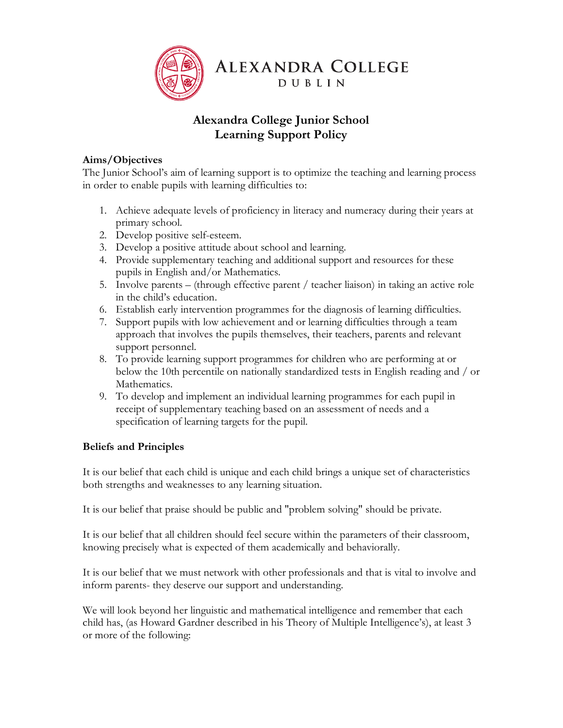# Alexandra College Dublin

## Alexandra College Junior School
## Learning Support Policy

**Aims/Objectives**

The Junior School's aim of learning support is to optimize the teaching and learning process in order to enable pupils with learning difficulties to:

1. Achieve adequate levels of proficiency in literacy and numeracy during their years at primary school.
2. Develop positive self-esteem.
3. Develop a positive attitude about school and learning.
4. Provide supplementary teaching and additional support and resources for these pupils in English and/or Mathematics.
5. Involve parents – (through effective parent / teacher liaison) in taking an active role in the child's education.
6. Establish early intervention programmes for the diagnosis of learning difficulties.
7. Support pupils with low achievement and or learning difficulties through a team approach that involves the pupils themselves, their teachers, parents and relevant support personnel.
8. To provide learning support programmes for children who are performing at or below the 10th percentile on nationally standardized tests in English reading and / or Mathematics.
9. To develop and implement an individual learning programmes for each pupil in receipt of supplementary teaching based on an assessment of needs and a specification of learning targets for the pupil.

**Beliefs and Principles**

It is our belief that each child is unique and each child brings a unique set of characteristics both strengths and weaknesses to any learning situation.

It is our belief that praise should be public and "problem solving" should be private.

It is our belief that all children should feel secure within the parameters of their classroom, knowing precisely what is expected of them academically and behaviorally.

It is our belief that we must network with other professionals and that is vital to involve and inform parents- they deserve our support and understanding.

We will look beyond her linguistic and mathematical intelligence and remember that each child has, (as Howard Gardner described in his Theory of Multiple Intelligence's), at least 3 or more of the following: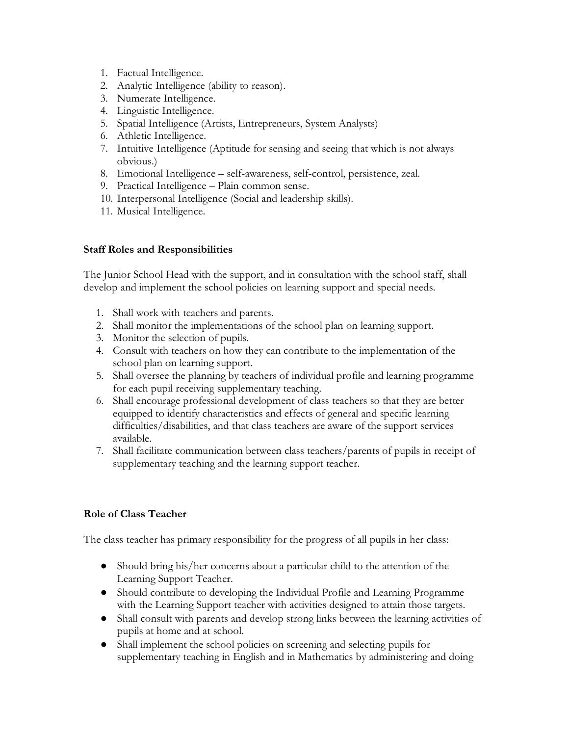1. Factual Intelligence.
2. Analytic Intelligence (ability to reason).
3. Numerate Intelligence.
4. Linguistic Intelligence.
5. Spatial Intelligence (Artists, Entrepreneurs, System Analysts)
6. Athletic Intelligence.
7. Intuitive Intelligence (Aptitude for sensing and seeing that which is not always obvious.)
8. Emotional Intelligence – self-awareness, self-control, persistence, zeal.
9. Practical Intelligence – Plain common sense.
10. Interpersonal Intelligence (Social and leadership skills).
11. Musical Intelligence.

**Staff Roles and Responsibilities**

The Junior School Head with the support, and in consultation with the school staff, shall develop and implement the school policies on learning support and special needs.

1. Shall work with teachers and parents.
2. Shall monitor the implementations of the school plan on learning support.
3. Monitor the selection of pupils.
4. Consult with teachers on how they can contribute to the implementation of the school plan on learning support.
5. Shall oversee the planning by teachers of individual profile and learning programme for each pupil receiving supplementary teaching.
6. Shall encourage professional development of class teachers so that they are better equipped to identify characteristics and effects of general and specific learning difficulties/disabilities, and that class teachers are aware of the support services available.
7. Shall facilitate communication between class teachers/parents of pupils in receipt of supplementary teaching and the learning support teacher.

**Role of Class Teacher**

The class teacher has primary responsibility for the progress of all pupils in her class:

- Should bring his/her concerns about a particular child to the attention of the Learning Support Teacher.
- Should contribute to developing the Individual Profile and Learning Programme with the Learning Support teacher with activities designed to attain those targets.
- Shall consult with parents and develop strong links between the learning activities of pupils at home and at school.
- Shall implement the school policies on screening and selecting pupils for supplementary teaching in English and in Mathematics by administering and doing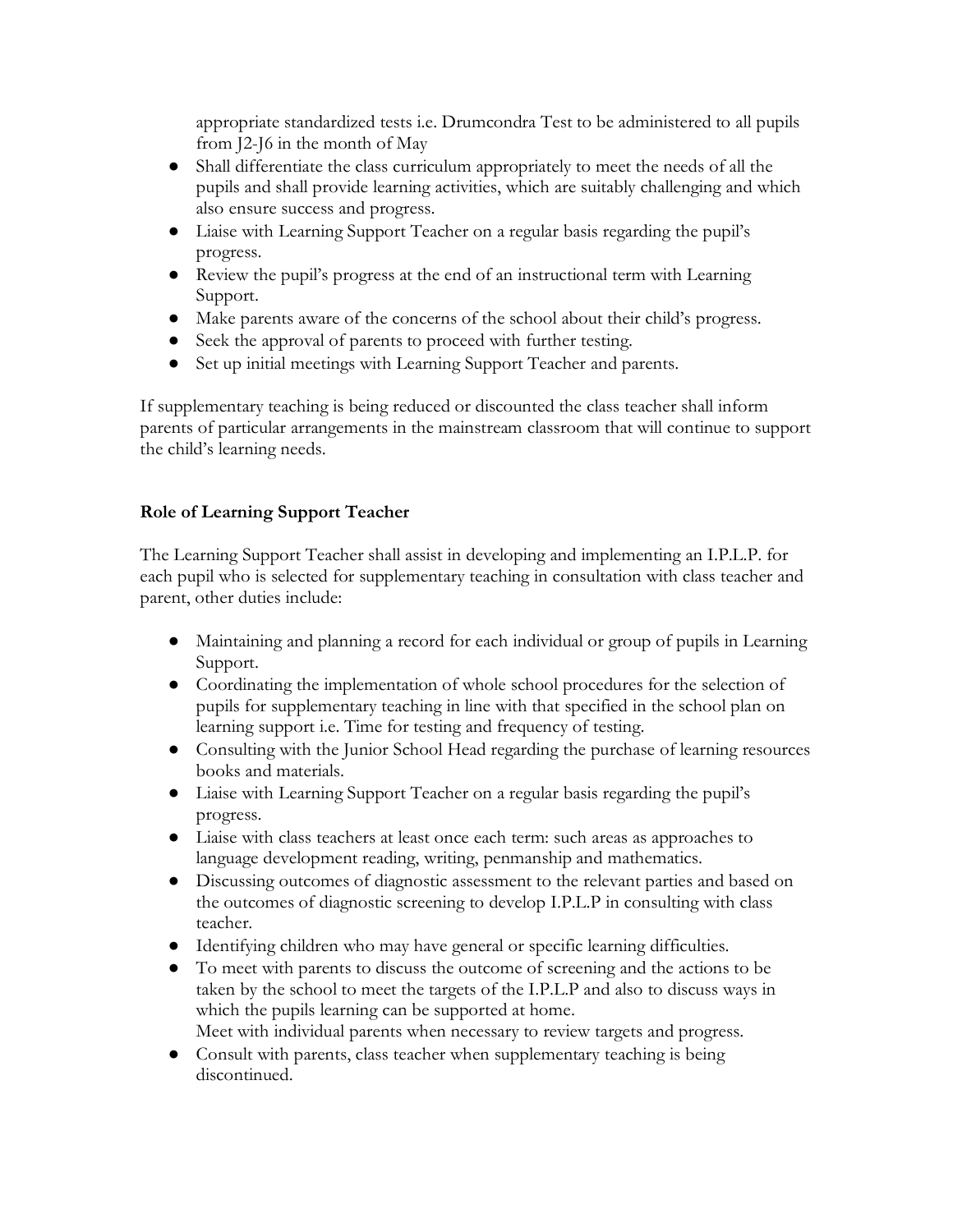appropriate standardized tests i.e. Drumcondra Test to be administered to all pupils from J2-J6 in the month of May

- Shall differentiate the class curriculum appropriately to meet the needs of all the pupils and shall provide learning activities, which are suitably challenging and which also ensure success and progress.
- Liaise with Learning Support Teacher on a regular basis regarding the pupil's progress.
- Review the pupil's progress at the end of an instructional term with Learning Support.
- Make parents aware of the concerns of the school about their child's progress.
- Seek the approval of parents to proceed with further testing.
- Set up initial meetings with Learning Support Teacher and parents.

If supplementary teaching is being reduced or discounted the class teacher shall inform parents of particular arrangements in the mainstream classroom that will continue to support the child's learning needs.

**Role of Learning Support Teacher**

The Learning Support Teacher shall assist in developing and implementing an I.P.L.P. for each pupil who is selected for supplementary teaching in consultation with class teacher and parent, other duties include:

- Maintaining and planning a record for each individual or group of pupils in Learning Support.
- Coordinating the implementation of whole school procedures for the selection of pupils for supplementary teaching in line with that specified in the school plan on learning support i.e. Time for testing and frequency of testing.
- Consulting with the Junior School Head regarding the purchase of learning resources books and materials.
- Liaise with Learning Support Teacher on a regular basis regarding the pupil's progress.
- Liaise with class teachers at least once each term: such areas as approaches to language development reading, writing, penmanship and mathematics.
- Discussing outcomes of diagnostic assessment to the relevant parties and based on the outcomes of diagnostic screening to develop I.P.L.P in consulting with class teacher.
- Identifying children who may have general or specific learning difficulties.
- To meet with parents to discuss the outcome of screening and the actions to be taken by the school to meet the targets of the I.P.L.P and also to discuss ways in which the pupils learning can be supported at home.
  Meet with individual parents when necessary to review targets and progress.
- Consult with parents, class teacher when supplementary teaching is being discontinued.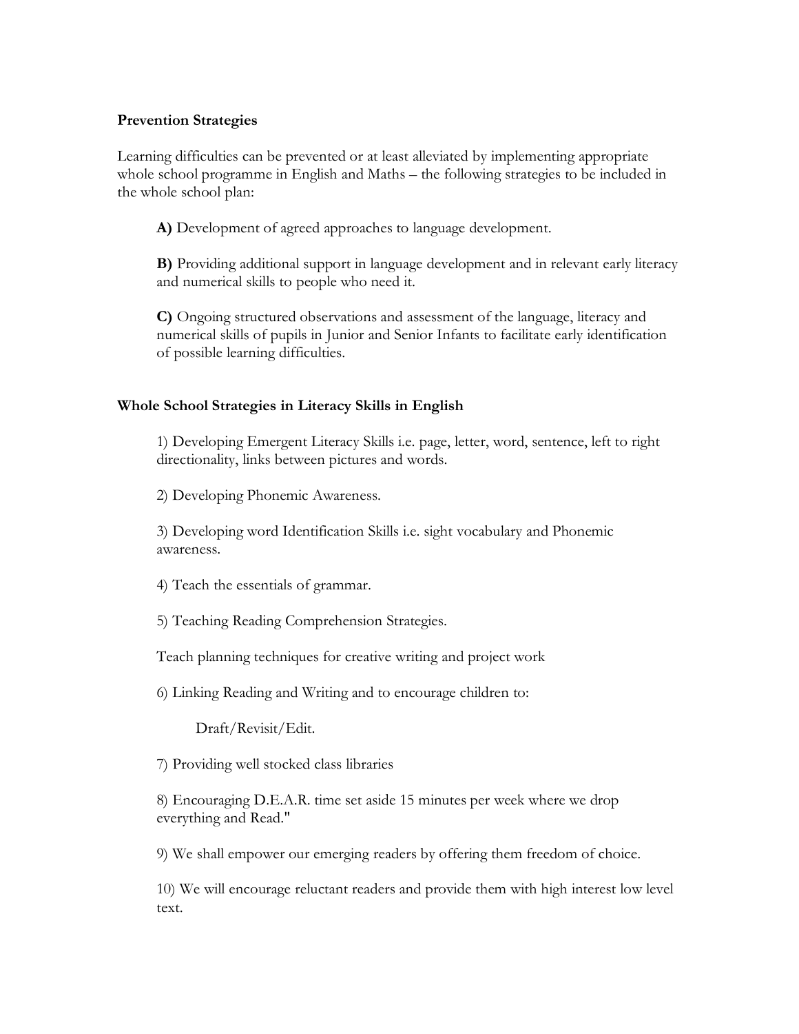**Prevention Strategies**

Learning difficulties can be prevented or at least alleviated by implementing appropriate whole school programme in English and Maths – the following strategies to be included in the whole school plan:

**A)** Development of agreed approaches to language development.

**B)** Providing additional support in language development and in relevant early literacy and numerical skills to people who need it.

**C)** Ongoing structured observations and assessment of the language, literacy and numerical skills of pupils in Junior and Senior Infants to facilitate early identification of possible learning difficulties.

**Whole School Strategies in Literacy Skills in English**

1) Developing Emergent Literacy Skills i.e. page, letter, word, sentence, left to right directionality, links between pictures and words.

2) Developing Phonemic Awareness.

3) Developing word Identification Skills i.e. sight vocabulary and Phonemic awareness.

4) Teach the essentials of grammar.

5) Teaching Reading Comprehension Strategies.

Teach planning techniques for creative writing and project work

6) Linking Reading and Writing and to encourage children to:

Draft/Revisit/Edit.

7) Providing well stocked class libraries

8) Encouraging D.E.A.R. time set aside 15 minutes per week where we drop everything and Read."

9) We shall empower our emerging readers by offering them freedom of choice.

10) We will encourage reluctant readers and provide them with high interest low level text.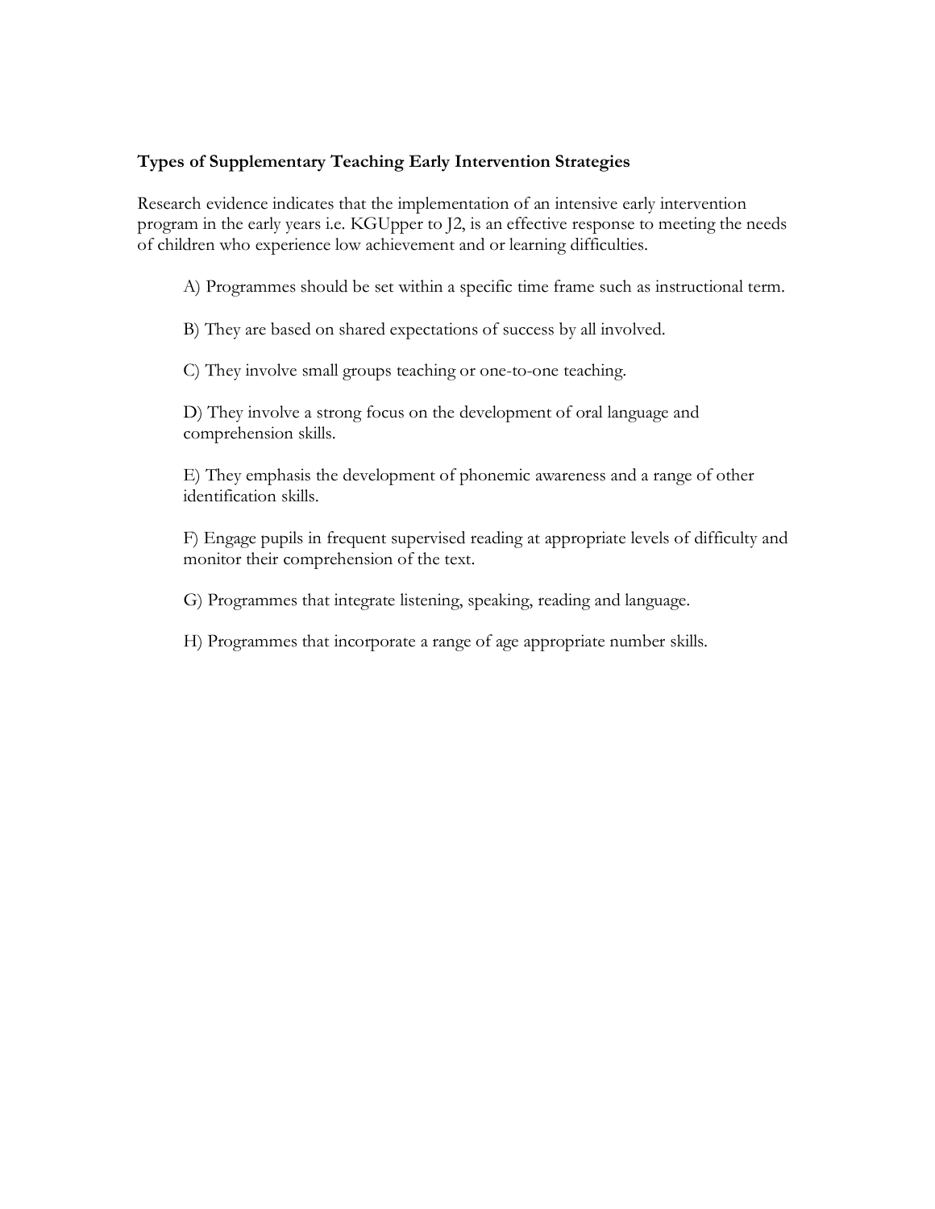**Types of Supplementary Teaching Early Intervention Strategies**

Research evidence indicates that the implementation of an intensive early intervention program in the early years i.e. KGUpper to J2, is an effective response to meeting the needs of children who experience low achievement and or learning difficulties.

A) Programmes should be set within a specific time frame such as instructional term.

B) They are based on shared expectations of success by all involved.

C) They involve small groups teaching or one-to-one teaching.

D) They involve a strong focus on the development of oral language and comprehension skills.

E) They emphasis the development of phonemic awareness and a range of other identification skills.

F) Engage pupils in frequent supervised reading at appropriate levels of difficulty and monitor their comprehension of the text.

G) Programmes that integrate listening, speaking, reading and language.

H) Programmes that incorporate a range of age appropriate number skills.